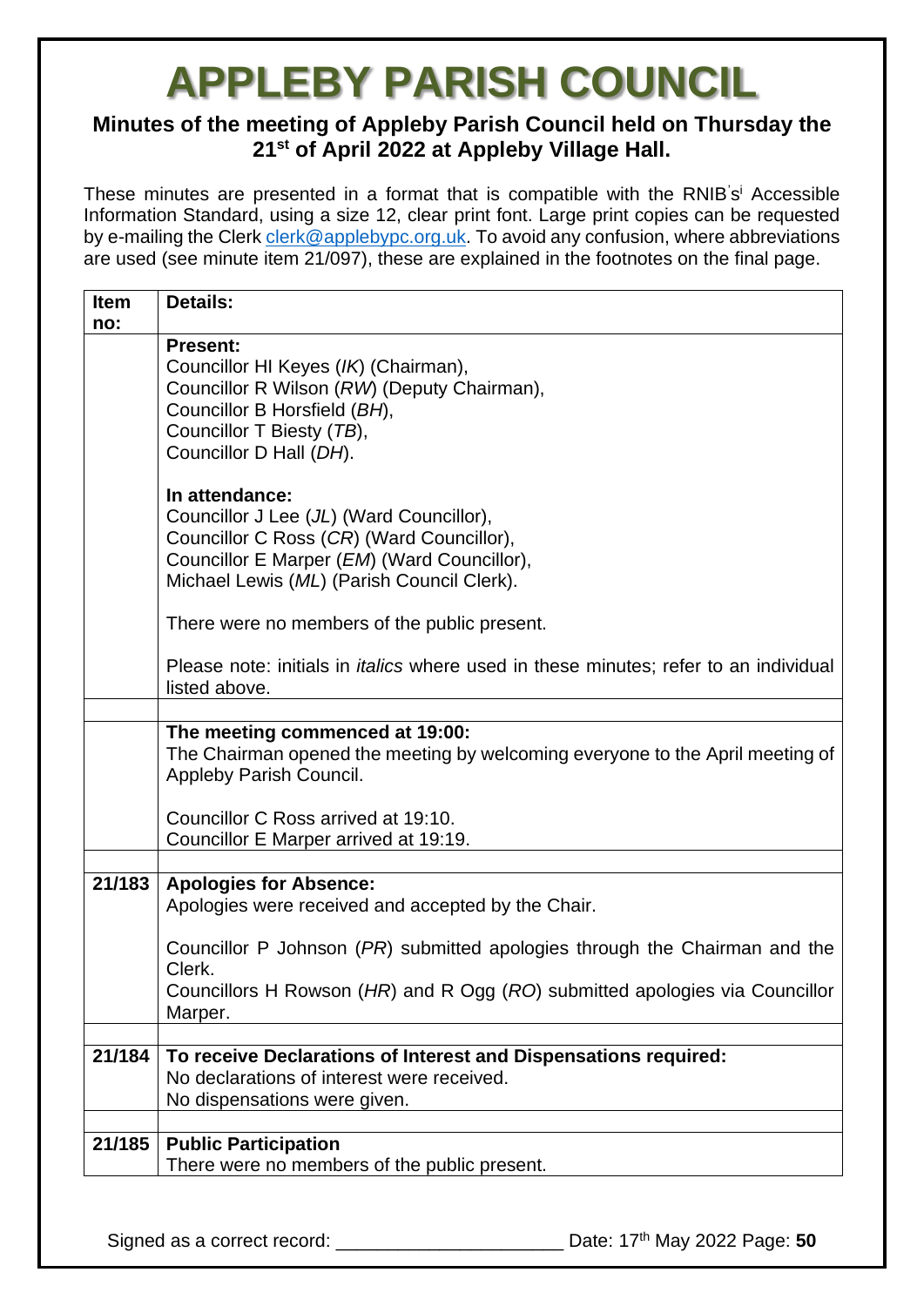# APPLEBY PARISH COUNCIL

## Minutes of the meeting of Appleby Parish Council held on Thursday the 21st of April 2022 at Appleby Village Hall.

These minutes are presented in a format that is compatible with the RNIB's[i] Accessible Information Standard, using a size 12, clear print font. Large print copies can be requested by e-mailing the Clerk clerk@applebypc.org.uk. To avoid any confusion, where abbreviations are used (see minute item 21/097), these are explained in the footnotes on the final page.

| Item no: | Details: |
|---|---|
| | **Present:**<br>Councillor HI Keyes (*IK*) (Chairman),<br>Councillor R Wilson (*RW*) (Deputy Chairman),<br>Councillor B Horsfield (*BH*),<br>Councillor T Biesty (*TB*),<br>Councillor D Hall (*DH*).<br><br>**In attendance:**<br>Councillor J Lee (*JL*) (Ward Councillor),<br>Councillor C Ross (*CR*) (Ward Councillor),<br>Councillor E Marper (*EM*) (Ward Councillor),<br>Michael Lewis (*ML*) (Parish Council Clerk).<br><br>There were no members of the public present.<br><br>Please note: initials in *italics* where used in these minutes; refer to an individual listed above. |
| | |
| | **The meeting commenced at 19:00:**<br>The Chairman opened the meeting by welcoming everyone to the April meeting of Appleby Parish Council.<br><br>Councillor C Ross arrived at 19:10.<br>Councillor E Marper arrived at 19:19. |
| | |
| **21/183** | **Apologies for Absence:**<br>Apologies were received and accepted by the Chair.<br><br>Councillor P Johnson (*PR*) submitted apologies through the Chairman and the Clerk.<br>Councillors H Rowson (*HR*) and R Ogg (*RO*) submitted apologies via Councillor Marper. |
| | |
| **21/184** | **To receive Declarations of Interest and Dispensations required:**<br>No declarations of interest were received.<br>No dispensations were given. |
| | |
| **21/185** | **Public Participation**<br>There were no members of the public present. |

Signed as a correct record: ______________________ Date: 17th May 2022 Page: **50**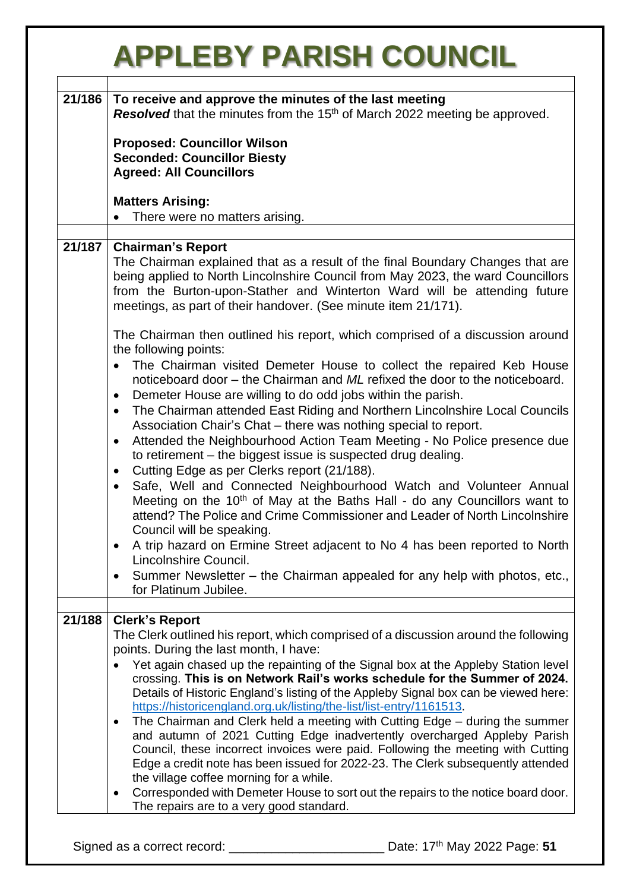# APPLEBY PARISH COUNCIL

| | |
|---|---|
| 21/186 | **To receive and approve the minutes of the last meeting**<br>***Resolved*** that the minutes from the 15th of March 2022 meeting be approved.<br><br>**Proposed: Councillor Wilson**<br>**Seconded: Councillor Biesty**<br>**Agreed: All Councillors**<br><br>**Matters Arising:**<br>• There were no matters arising. |
| | |
| 21/187 | **Chairman's Report**<br>The Chairman explained that as a result of the final Boundary Changes that are being applied to North Lincolnshire Council from May 2023, the ward Councillors from the Burton-upon-Stather and Winterton Ward will be attending future meetings, as part of their handover. (See minute item 21/171).<br><br>The Chairman then outlined his report, which comprised of a discussion around the following points:<br>• The Chairman visited Demeter House to collect the repaired Keb House noticeboard door – the Chairman and *ML* refixed the door to the noticeboard.<br>• Demeter House are willing to do odd jobs within the parish.<br>• The Chairman attended East Riding and Northern Lincolnshire Local Councils Association Chair's Chat – there was nothing special to report.<br>• Attended the Neighbourhood Action Team Meeting - No Police presence due to retirement – the biggest issue is suspected drug dealing.<br>• Cutting Edge as per Clerks report (21/188).<br>• Safe, Well and Connected Neighbourhood Watch and Volunteer Annual Meeting on the 10th of May at the Baths Hall - do any Councillors want to attend? The Police and Crime Commissioner and Leader of North Lincolnshire Council will be speaking.<br>• A trip hazard on Ermine Street adjacent to No 4 has been reported to North Lincolnshire Council.<br>• Summer Newsletter – the Chairman appealed for any help with photos, etc., for Platinum Jubilee. |
| | |
| 21/188 | **Clerk's Report**<br>The Clerk outlined his report, which comprised of a discussion around the following points. During the last month, I have:<br>• Yet again chased up the repainting of the Signal box at the Appleby Station level crossing. **This is on Network Rail's works schedule for the Summer of 2024.** Details of Historic England's listing of the Appleby Signal box can be viewed here: https://historicengland.org.uk/listing/the-list/list-entry/1161513.<br>• The Chairman and Clerk held a meeting with Cutting Edge – during the summer and autumn of 2021 Cutting Edge inadvertently overcharged Appleby Parish Council, these incorrect invoices were paid. Following the meeting with Cutting Edge a credit note has been issued for 2022-23. The Clerk subsequently attended the village coffee morning for a while.<br>• Corresponded with Demeter House to sort out the repairs to the notice board door. The repairs are to a very good standard. |

Signed as a correct record: ______________________ Date: 17th May 2022 Page: **51**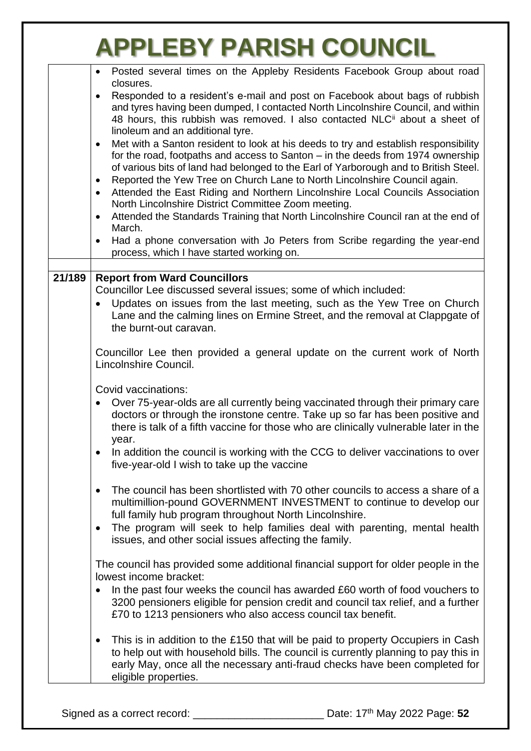# APPLEBY PARISH COUNCIL

| | |
|---|---|
| | • Posted several times on the Appleby Residents Facebook Group about road closures.<br>• Responded to a resident's e-mail and post on Facebook about bags of rubbish and tyres having been dumped, I contacted North Lincolnshire Council, and within 48 hours, this rubbish was removed. I also contacted NLC[ii] about a sheet of linoleum and an additional tyre.<br>• Met with a Santon resident to look at his deeds to try and establish responsibility for the road, footpaths and access to Santon – in the deeds from 1974 ownership of various bits of land had belonged to the Earl of Yarborough and to British Steel.<br>• Reported the Yew Tree on Church Lane to North Lincolnshire Council again.<br>• Attended the East Riding and Northern Lincolnshire Local Councils Association North Lincolnshire District Committee Zoom meeting.<br>• Attended the Standards Training that North Lincolnshire Council ran at the end of March.<br>• Had a phone conversation with Jo Peters from Scribe regarding the year-end process, which I have started working on. |
| | |
| **21/189** | **Report from Ward Councillors**<br>Councillor Lee discussed several issues; some of which included:<br>• Updates on issues from the last meeting, such as the Yew Tree on Church Lane and the calming lines on Ermine Street, and the removal at Clappgate of the burnt-out caravan.<br><br>Councillor Lee then provided a general update on the current work of North Lincolnshire Council.<br><br>Covid vaccinations:<br>• Over 75-year-olds are all currently being vaccinated through their primary care doctors or through the ironstone centre. Take up so far has been positive and there is talk of a fifth vaccine for those who are clinically vulnerable later in the year.<br>• In addition the council is working with the CCG to deliver vaccinations to over five-year-old I wish to take up the vaccine<br><br>• The council has been shortlisted with 70 other councils to access a share of a multimillion-pound GOVERNMENT INVESTMENT to continue to develop our full family hub program throughout North Lincolnshire.<br>• The program will seek to help families deal with parenting, mental health issues, and other social issues affecting the family.<br><br>The council has provided some additional financial support for older people in the lowest income bracket:<br>• In the past four weeks the council has awarded £60 worth of food vouchers to 3200 pensioners eligible for pension credit and council tax relief, and a further £70 to 1213 pensioners who also access council tax benefit.<br><br>• This is in addition to the £150 that will be paid to property Occupiers in Cash to help out with household bills. The council is currently planning to pay this in early May, once all the necessary anti-fraud checks have been completed for eligible properties. |

Signed as a correct record: ______________________ Date: 17th May 2022 Page: **52**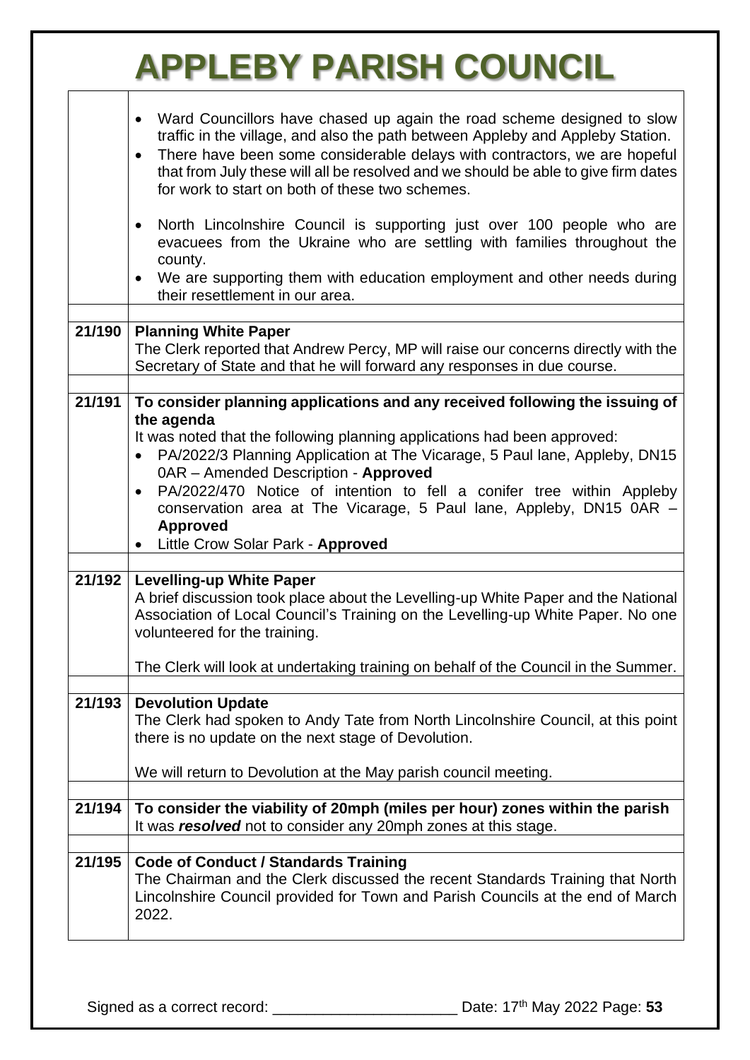# APPLEBY PARISH COUNCIL

| | |
|---|---|
| | • Ward Councillors have chased up again the road scheme designed to slow traffic in the village, and also the path between Appleby and Appleby Station.<br>• There have been some considerable delays with contractors, we are hopeful that from July these will all be resolved and we should be able to give firm dates for work to start on both of these two schemes.<br><br>• North Lincolnshire Council is supporting just over 100 people who are evacuees from the Ukraine who are settling with families throughout the county.<br>• We are supporting them with education employment and other needs during their resettlement in our area. |
| | |
| **21/190** | **Planning White Paper**<br>The Clerk reported that Andrew Percy, MP will raise our concerns directly with the Secretary of State and that he will forward any responses in due course. |
| | |
| **21/191** | **To consider planning applications and any received following the issuing of the agenda**<br>It was noted that the following planning applications had been approved:<br>• PA/2022/3 Planning Application at The Vicarage, 5 Paul lane, Appleby, DN15 0AR – Amended Description - **Approved**<br>• PA/2022/470 Notice of intention to fell a conifer tree within Appleby conservation area at The Vicarage, 5 Paul lane, Appleby, DN15 0AR – **Approved**<br>• Little Crow Solar Park - **Approved** |
| | |
| **21/192** | **Levelling-up White Paper**<br>A brief discussion took place about the Levelling-up White Paper and the National Association of Local Council's Training on the Levelling-up White Paper. No one volunteered for the training.<br><br>The Clerk will look at undertaking training on behalf of the Council in the Summer. |
| | |
| **21/193** | **Devolution Update**<br>The Clerk had spoken to Andy Tate from North Lincolnshire Council, at this point there is no update on the next stage of Devolution.<br><br>We will return to Devolution at the May parish council meeting. |
| | |
| **21/194** | **To consider the viability of 20mph (miles per hour) zones within the parish**<br>It was ***resolved*** not to consider any 20mph zones at this stage. |
| | |
| **21/195** | **Code of Conduct / Standards Training**<br>The Chairman and the Clerk discussed the recent Standards Training that North Lincolnshire Council provided for Town and Parish Councils at the end of March 2022. |

Signed as a correct record: ______________________ Date: 17th May 2022 Page: **53**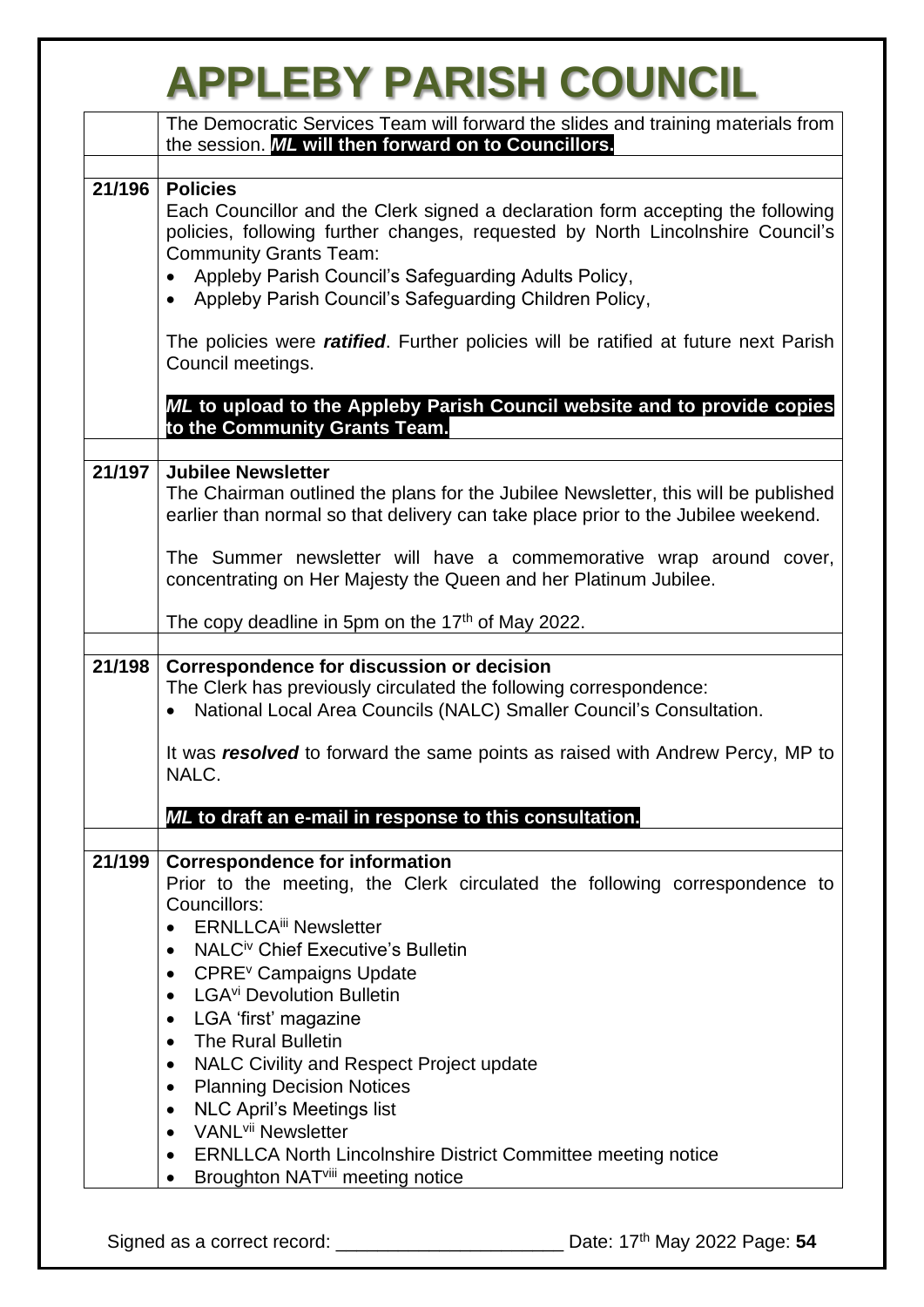| | |
|---|---|
| | The Democratic Services Team will forward the slides and training materials from the session. ***ML* will then forward on to Councillors.** |
| | |
| **21/196** | **Policies**<br>Each Councillor and the Clerk signed a declaration form accepting the following policies, following further changes, requested by North Lincolnshire Council's Community Grants Team:<br>• Appleby Parish Council's Safeguarding Adults Policy,<br>• Appleby Parish Council's Safeguarding Children Policy,<br><br>The policies were ***ratified***. Further policies will be ratified at future next Parish Council meetings.<br><br>***ML* to upload to the Appleby Parish Council website and to provide copies to the Community Grants Team.** |
| | |
| **21/197** | **Jubilee Newsletter**<br>The Chairman outlined the plans for the Jubilee Newsletter, this will be published earlier than normal so that delivery can take place prior to the Jubilee weekend.<br><br>The Summer newsletter will have a commemorative wrap around cover, concentrating on Her Majesty the Queen and her Platinum Jubilee.<br><br>The copy deadline in 5pm on the 17th of May 2022. |
| | |
| **21/198** | **Correspondence for discussion or decision**<br>The Clerk has previously circulated the following correspondence:<br>• National Local Area Councils (NALC) Smaller Council's Consultation.<br><br>It was ***resolved*** to forward the same points as raised with Andrew Percy, MP to NALC.<br><br>***ML* to draft an e-mail in response to this consultation.** |
| | |
| **21/199** | **Correspondence for information**<br>Prior to the meeting, the Clerk circulated the following correspondence to Councillors:<br>• ERNLLCA[iii] Newsletter<br>• NALC[iv] Chief Executive's Bulletin<br>• CPRE[v] Campaigns Update<br>• LGA[vi] Devolution Bulletin<br>• LGA 'first' magazine<br>• The Rural Bulletin<br>• NALC Civility and Respect Project update<br>• Planning Decision Notices<br>• NLC April's Meetings list<br>• VANL[vii] Newsletter<br>• ERNLLCA North Lincolnshire District Committee meeting notice<br>• Broughton NAT[viii] meeting notice |

Signed as a correct record: ______________________ Date: 17th May 2022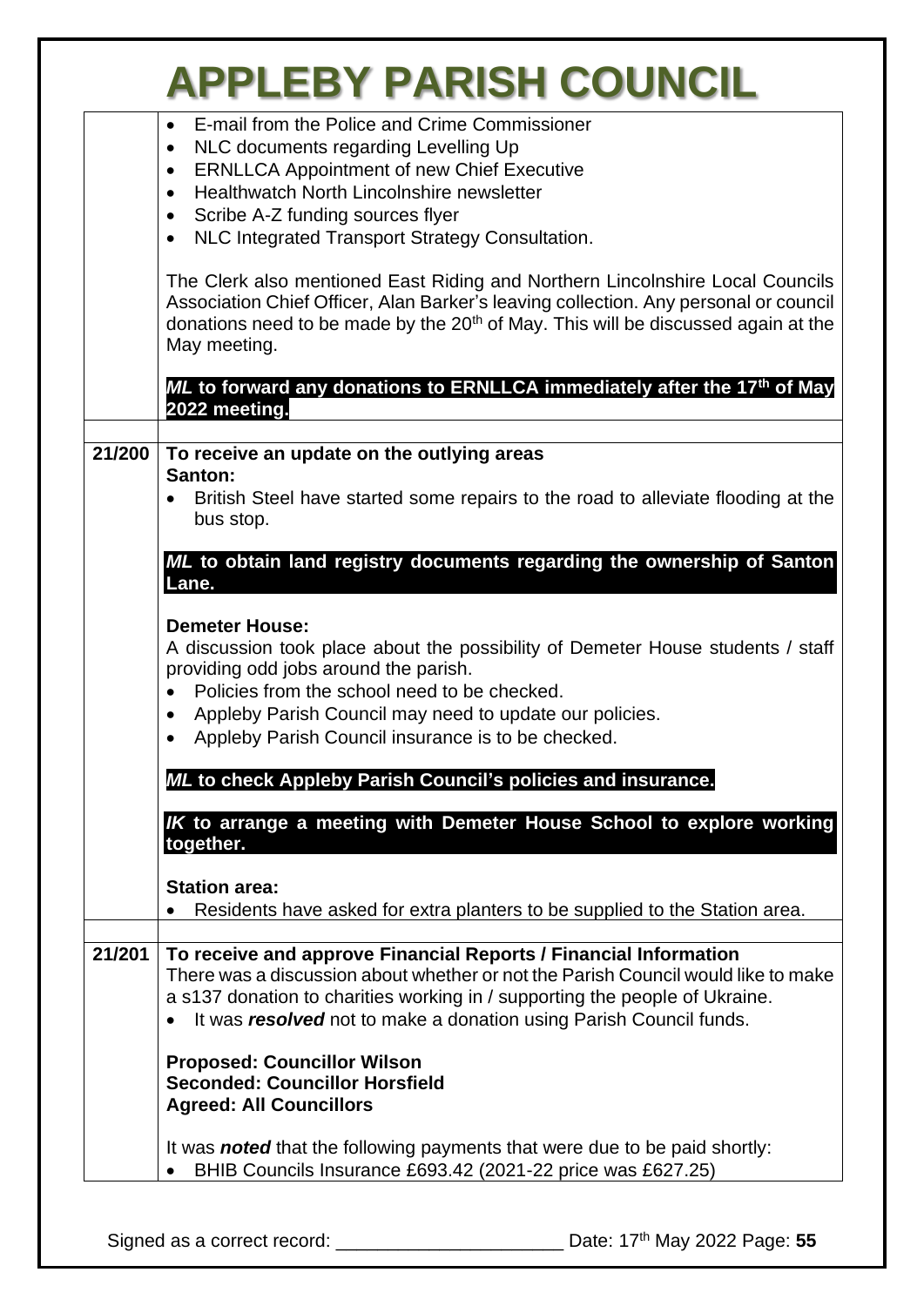- E-mail from the Police and Crime Commissioner
- NLC documents regarding Levelling Up
- ERNLLCA Appointment of new Chief Executive
- Healthwatch North Lincolnshire newsletter
- Scribe A-Z funding sources flyer
- NLC Integrated Transport Strategy Consultation.

The Clerk also mentioned East Riding and Northern Lincolnshire Local Councils Association Chief Officer, Alan Barker's leaving collection. Any personal or council donations need to be made by the 20th of May. This will be discussed again at the May meeting.

***ML* to forward any donations to ERNLLCA immediately after the 17th of May 2022 meeting.**

## 21/200 To receive an update on the outlying areas

**Santon:**

- British Steel have started some repairs to the road to alleviate flooding at the bus stop.

***ML* to obtain land registry documents regarding the ownership of Santon Lane.**

**Demeter House:**

A discussion took place about the possibility of Demeter House students / staff providing odd jobs around the parish.

- Policies from the school need to be checked.
- Appleby Parish Council may need to update our policies.
- Appleby Parish Council insurance is to be checked.

***ML* to check Appleby Parish Council's policies and insurance.**

***IK* to arrange a meeting with Demeter House School to explore working together.**

**Station area:**

- Residents have asked for extra planters to be supplied to the Station area.

## 21/201 To receive and approve Financial Reports / Financial Information

There was a discussion about whether or not the Parish Council would like to make a s137 donation to charities working in / supporting the people of Ukraine.

- It was ***resolved*** not to make a donation using Parish Council funds.

**Proposed: Councillor Wilson**
**Seconded: Councillor Horsfield**
**Agreed: All Councillors**

It was ***noted*** that the following payments that were due to be paid shortly:

- BHIB Councils Insurance £693.42 (2021-22 price was £627.25)

Signed as a correct record: ______________________ Date: 17th May 2022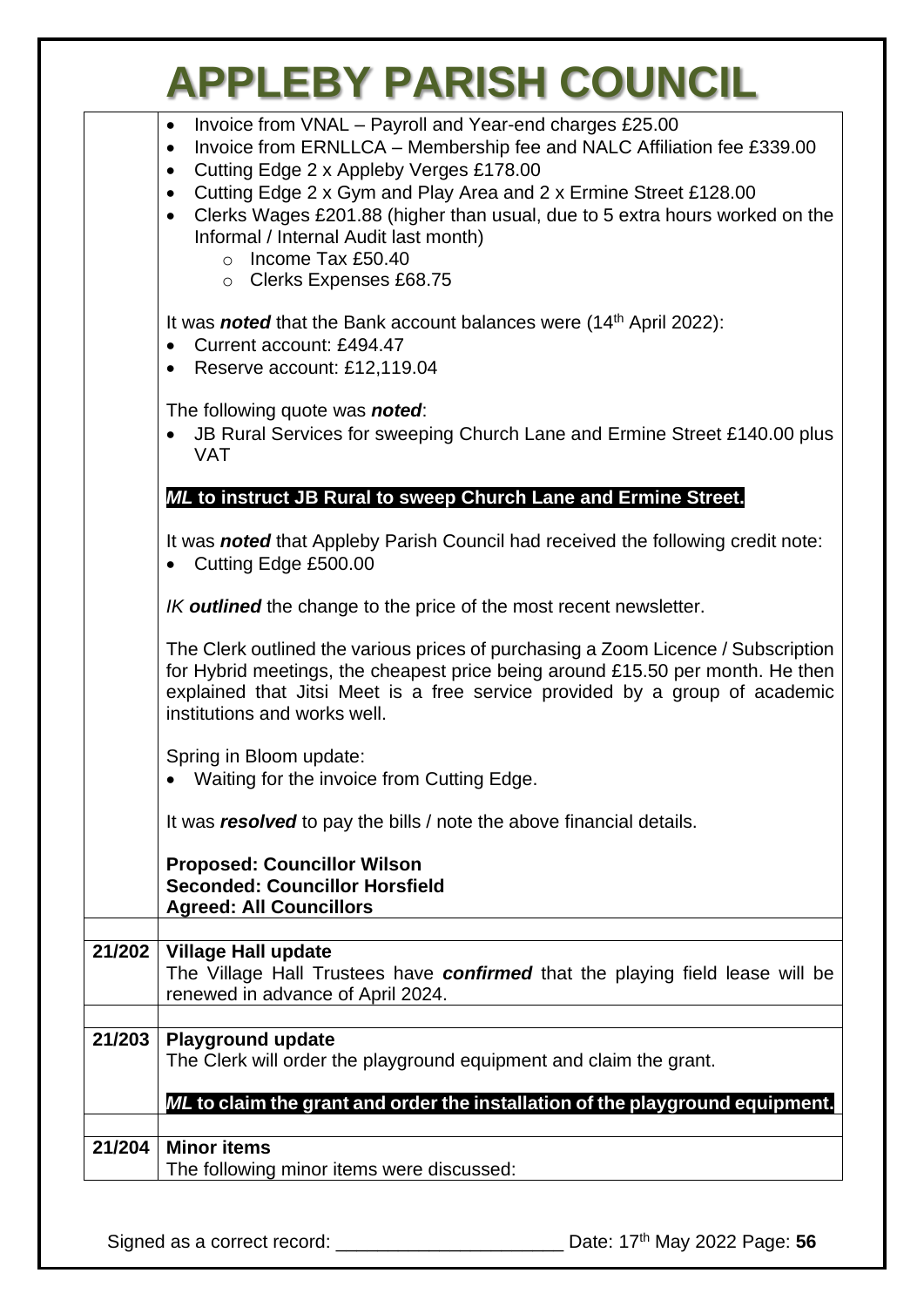# APPLEBY PARISH COUNCIL

| | |
|---|---|
| | • Invoice from VNAL – Payroll and Year-end charges £25.00<br>• Invoice from ERNLLCA – Membership fee and NALC Affiliation fee £339.00<br>• Cutting Edge 2 x Appleby Verges £178.00<br>• Cutting Edge 2 x Gym and Play Area and 2 x Ermine Street £128.00<br>• Clerks Wages £201.88 (higher than usual, due to 5 extra hours worked on the Informal / Internal Audit last month)<br>&nbsp;&nbsp;&nbsp;&nbsp;○ Income Tax £50.40<br>&nbsp;&nbsp;&nbsp;&nbsp;○ Clerks Expenses £68.75<br><br>It was ***noted*** that the Bank account balances were (14th April 2022):<br>• Current account: £494.47<br>• Reserve account: £12,119.04<br><br>The following quote was ***noted***:<br>• JB Rural Services for sweeping Church Lane and Ermine Street £140.00 plus VAT<br><br>***ML* to instruct JB Rural to sweep Church Lane and Ermine Street.**<br><br>It was ***noted*** that Appleby Parish Council had received the following credit note:<br>• Cutting Edge £500.00<br><br>*IK* ***outlined*** the change to the price of the most recent newsletter.<br><br>The Clerk outlined the various prices of purchasing a Zoom Licence / Subscription for Hybrid meetings, the cheapest price being around £15.50 per month. He then explained that Jitsi Meet is a free service provided by a group of academic institutions and works well.<br><br>Spring in Bloom update:<br>• Waiting for the invoice from Cutting Edge.<br><br>It was ***resolved*** to pay the bills / note the above financial details.<br><br>**Proposed: Councillor Wilson**<br>**Seconded: Councillor Horsfield**<br>**Agreed: All Councillors** |
| | |
| **21/202** | **Village Hall update**<br>The Village Hall Trustees have ***confirmed*** that the playing field lease will be renewed in advance of April 2024. |
| | |
| **21/203** | **Playground update**<br>The Clerk will order the playground equipment and claim the grant.<br><br>***ML* to claim the grant and order the installation of the playground equipment.** |
| | |
| **21/204** | **Minor items**<br>The following minor items were discussed: |

Signed as a correct record: ______________________ Date: 17th May 2022 Page: **56**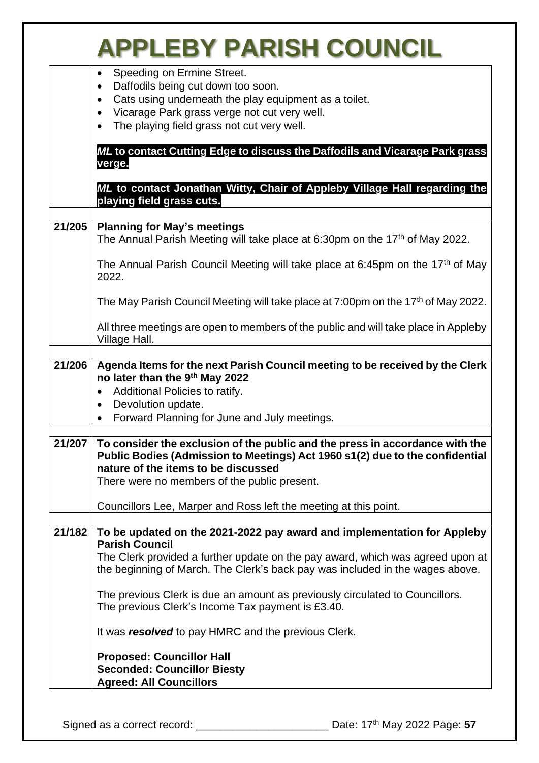# APPLEBY PARISH COUNCIL

| | |
|---|---|
| | • Speeding on Ermine Street.<br>• Daffodils being cut down too soon.<br>• Cats using underneath the play equipment as a toilet.<br>• Vicarage Park grass verge not cut very well.<br>• The playing field grass not cut very well.<br><br>***ML* to contact Cutting Edge to discuss the Daffodils and Vicarage Park grass verge.**<br><br>***ML* to contact Jonathan Witty, Chair of Appleby Village Hall regarding the playing field grass cuts.** |
| | |
| **21/205** | **Planning for May's meetings**<br>The Annual Parish Meeting will take place at 6:30pm on the 17th of May 2022.<br><br>The Annual Parish Council Meeting will take place at 6:45pm on the 17th of May 2022.<br><br>The May Parish Council Meeting will take place at 7:00pm on the 17th of May 2022.<br><br>All three meetings are open to members of the public and will take place in Appleby Village Hall. |
| | |
| **21/206** | **Agenda Items for the next Parish Council meeting to be received by the Clerk no later than the 9th May 2022**<br>• Additional Policies to ratify.<br>• Devolution update.<br>• Forward Planning for June and July meetings. |
| | |
| **21/207** | **To consider the exclusion of the public and the press in accordance with the Public Bodies (Admission to Meetings) Act 1960 s1(2) due to the confidential nature of the items to be discussed**<br>There were no members of the public present.<br><br>Councillors Lee, Marper and Ross left the meeting at this point. |
| | |
| **21/182** | **To be updated on the 2021-2022 pay award and implementation for Appleby Parish Council**<br>The Clerk provided a further update on the pay award, which was agreed upon at the beginning of March. The Clerk's back pay was included in the wages above.<br><br>The previous Clerk is due an amount as previously circulated to Councillors. The previous Clerk's Income Tax payment is £3.40.<br><br>It was ***resolved*** to pay HMRC and the previous Clerk.<br><br>**Proposed: Councillor Hall**<br>**Seconded: Councillor Biesty**<br>**Agreed: All Councillors** |

Signed as a correct record: ______________________ Date: 17th May 2022 Page: **57**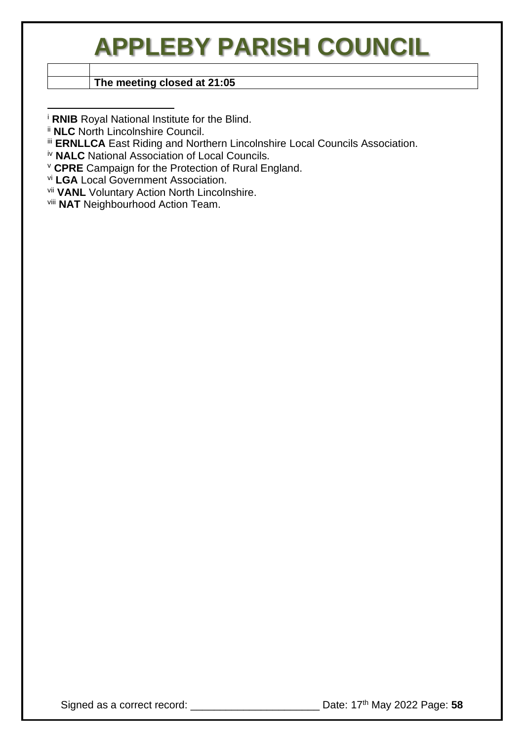| | |
|---|---|
| | |
| | **The meeting closed at 21:05** |

---

[i] **RNIB** Royal National Institute for the Blind.
[ii] **NLC** North Lincolnshire Council.
[iii] **ERNLLCA** East Riding and Northern Lincolnshire Local Councils Association.
[iv] **NALC** National Association of Local Councils.
[v] **CPRE** Campaign for the Protection of Rural England.
[vi] **LGA** Local Government Association.
[vii] **VANL** Voluntary Action North Lincolnshire.
[viii] **NAT** Neighbourhood Action Team.

Signed as a correct record: ______________________ Date: 17th May 2022